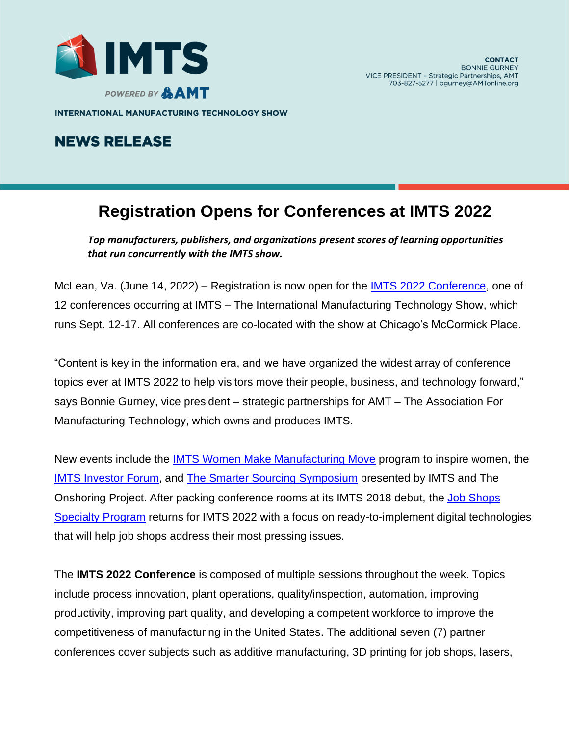IMTS

POWERED BY AMT

INTERNATIONAL MANUFACTURING TECHNOLOGY SHOW

**CONTACT**
BONNIE GURNEY
VICE PRESIDENT – Strategic Partnerships, AMT
703-827-5277 | bgurney@AMTonline.org

## NEWS RELEASE

# Registration Opens for Conferences at IMTS 2022

***Top manufacturers, publishers, and organizations present scores of learning opportunities that run concurrently with the IMTS show.***

McLean, Va. (June 14, 2022) – Registration is now open for the IMTS 2022 Conference, one of 12 conferences occurring at IMTS – The International Manufacturing Technology Show, which runs Sept. 12-17. All conferences are co-located with the show at Chicago's McCormick Place.

"Content is key in the information era, and we have organized the widest array of conference topics ever at IMTS 2022 to help visitors move their people, business, and technology forward," says Bonnie Gurney, vice president – strategic partnerships for AMT – The Association For Manufacturing Technology, which owns and produces IMTS.

New events include the IMTS Women Make Manufacturing Move program to inspire women, the IMTS Investor Forum, and The Smarter Sourcing Symposium presented by IMTS and The Onshoring Project. After packing conference rooms at its IMTS 2018 debut, the Job Shops Specialty Program returns for IMTS 2022 with a focus on ready-to-implement digital technologies that will help job shops address their most pressing issues.

The **IMTS 2022 Conference** is composed of multiple sessions throughout the week. Topics include process innovation, plant operations, quality/inspection, automation, improving productivity, improving part quality, and developing a competent workforce to improve the competitiveness of manufacturing in the United States. The additional seven (7) partner conferences cover subjects such as additive manufacturing, 3D printing for job shops, lasers,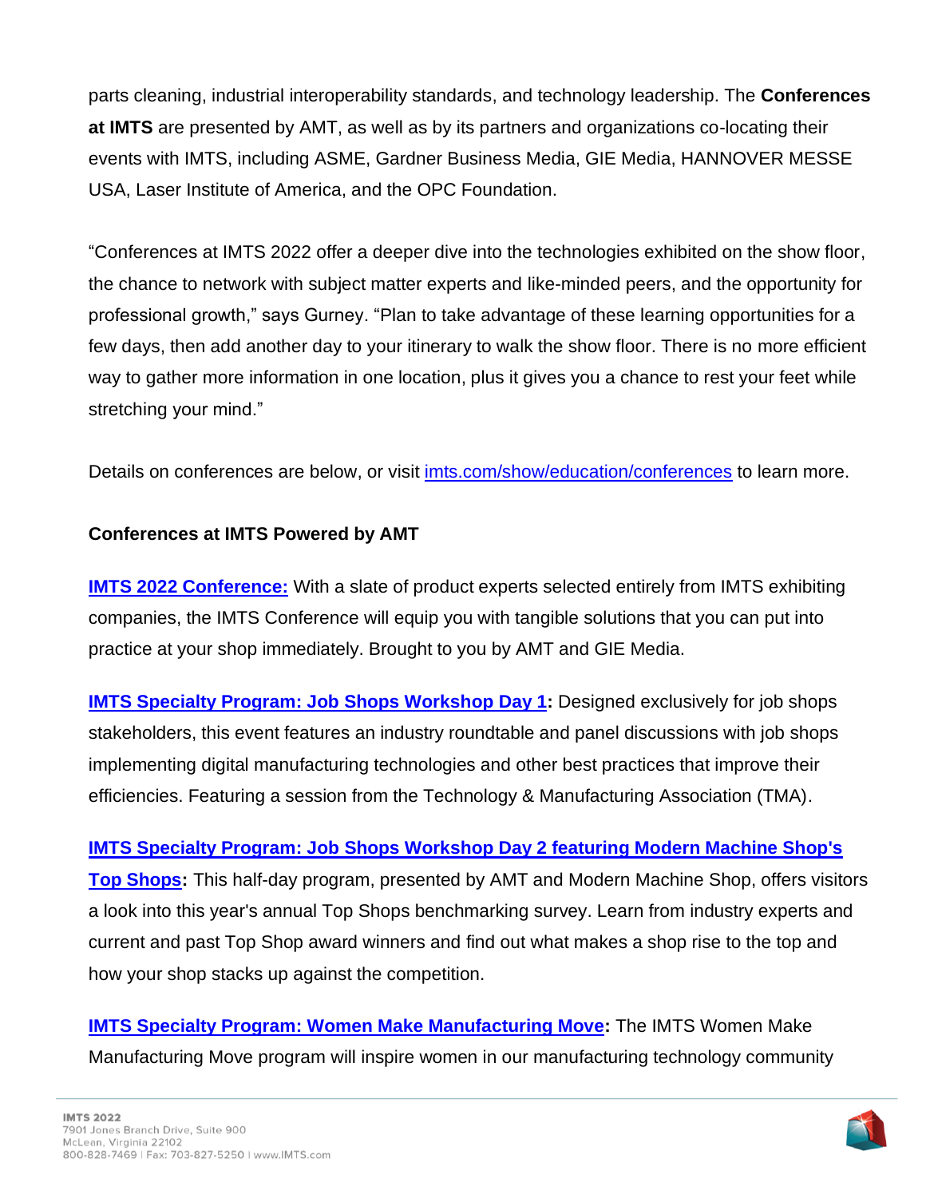parts cleaning, industrial interoperability standards, and technology leadership. The **Conferences at IMTS** are presented by AMT, as well as by its partners and organizations co-locating their events with IMTS, including ASME, Gardner Business Media, GIE Media, HANNOVER MESSE USA, Laser Institute of America, and the OPC Foundation.

"Conferences at IMTS 2022 offer a deeper dive into the technologies exhibited on the show floor, the chance to network with subject matter experts and like-minded peers, and the opportunity for professional growth," says Gurney. "Plan to take advantage of these learning opportunities for a few days, then add another day to your itinerary to walk the show floor. There is no more efficient way to gather more information in one location, plus it gives you a chance to rest your feet while stretching your mind."

Details on conferences are below, or visit [imts.com/show/education/conferences](imts.com/show/education/conferences) to learn more.

**Conferences at IMTS Powered by AMT**

**IMTS 2022 Conference:** With a slate of product experts selected entirely from IMTS exhibiting companies, the IMTS Conference will equip you with tangible solutions that you can put into practice at your shop immediately. Brought to you by AMT and GIE Media.

**IMTS Specialty Program: Job Shops Workshop Day 1:** Designed exclusively for job shops stakeholders, this event features an industry roundtable and panel discussions with job shops implementing digital manufacturing technologies and other best practices that improve their efficiencies. Featuring a session from the Technology & Manufacturing Association (TMA).

**IMTS Specialty Program: Job Shops Workshop Day 2 featuring Modern Machine Shop's Top Shops:** This half-day program, presented by AMT and Modern Machine Shop, offers visitors a look into this year's annual Top Shops benchmarking survey. Learn from industry experts and current and past Top Shop award winners and find out what makes a shop rise to the top and how your shop stacks up against the competition.

**IMTS Specialty Program: Women Make Manufacturing Move:** The IMTS Women Make Manufacturing Move program will inspire women in our manufacturing technology community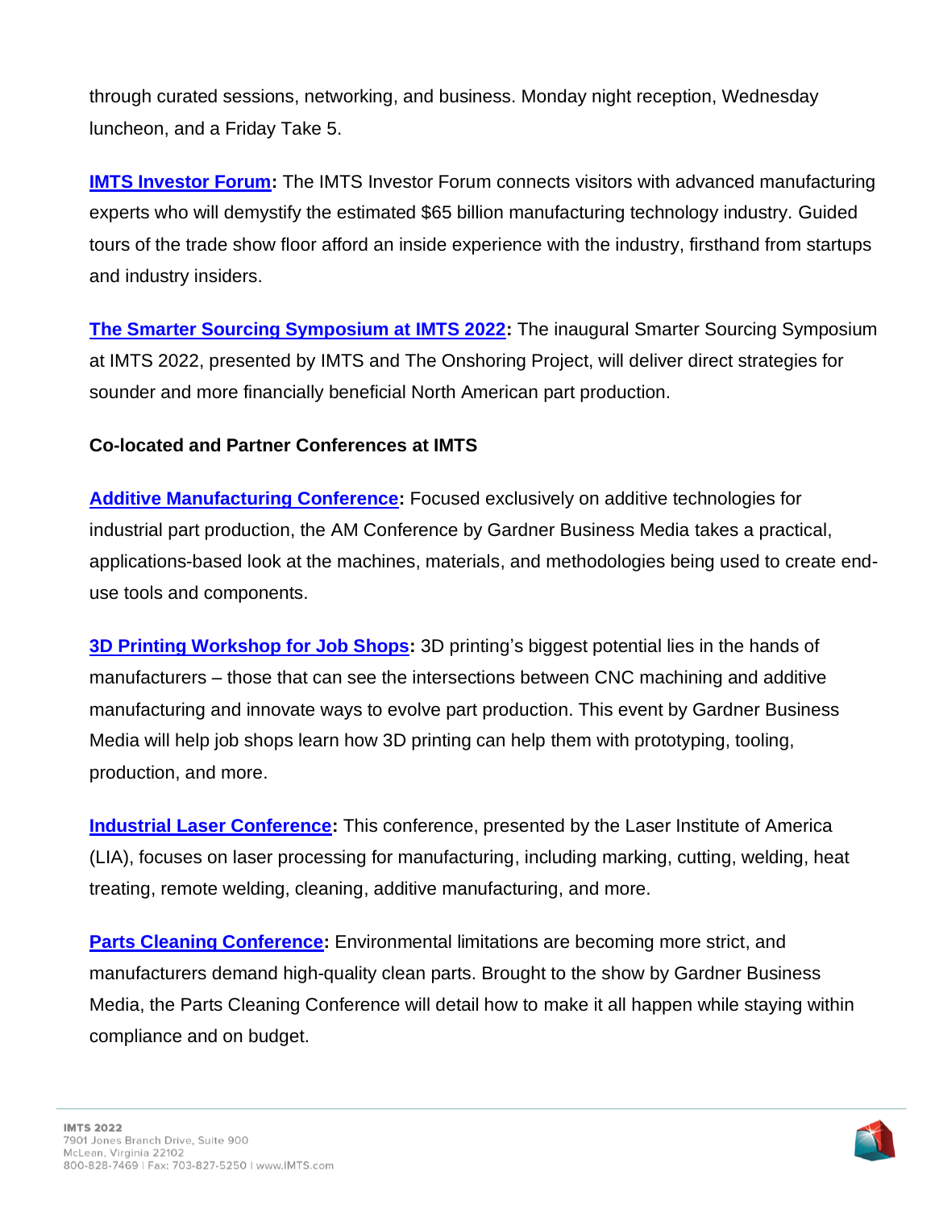through curated sessions, networking, and business. Monday night reception, Wednesday luncheon, and a Friday Take 5.

**IMTS Investor Forum:** The IMTS Investor Forum connects visitors with advanced manufacturing experts who will demystify the estimated $65 billion manufacturing technology industry. Guided tours of the trade show floor afford an inside experience with the industry, firsthand from startups and industry insiders.

**The Smarter Sourcing Symposium at IMTS 2022:** The inaugural Smarter Sourcing Symposium at IMTS 2022, presented by IMTS and The Onshoring Project, will deliver direct strategies for sounder and more financially beneficial North American part production.

**Co-located and Partner Conferences at IMTS**

**Additive Manufacturing Conference:** Focused exclusively on additive technologies for industrial part production, the AM Conference by Gardner Business Media takes a practical, applications-based look at the machines, materials, and methodologies being used to create end-use tools and components.

**3D Printing Workshop for Job Shops:** 3D printing's biggest potential lies in the hands of manufacturers – those that can see the intersections between CNC machining and additive manufacturing and innovate ways to evolve part production. This event by Gardner Business Media will help job shops learn how 3D printing can help them with prototyping, tooling, production, and more.

**Industrial Laser Conference:** This conference, presented by the Laser Institute of America (LIA), focuses on laser processing for manufacturing, including marking, cutting, welding, heat treating, remote welding, cleaning, additive manufacturing, and more.

**Parts Cleaning Conference:** Environmental limitations are becoming more strict, and manufacturers demand high-quality clean parts. Brought to the show by Gardner Business Media, the Parts Cleaning Conference will detail how to make it all happen while staying within compliance and on budget.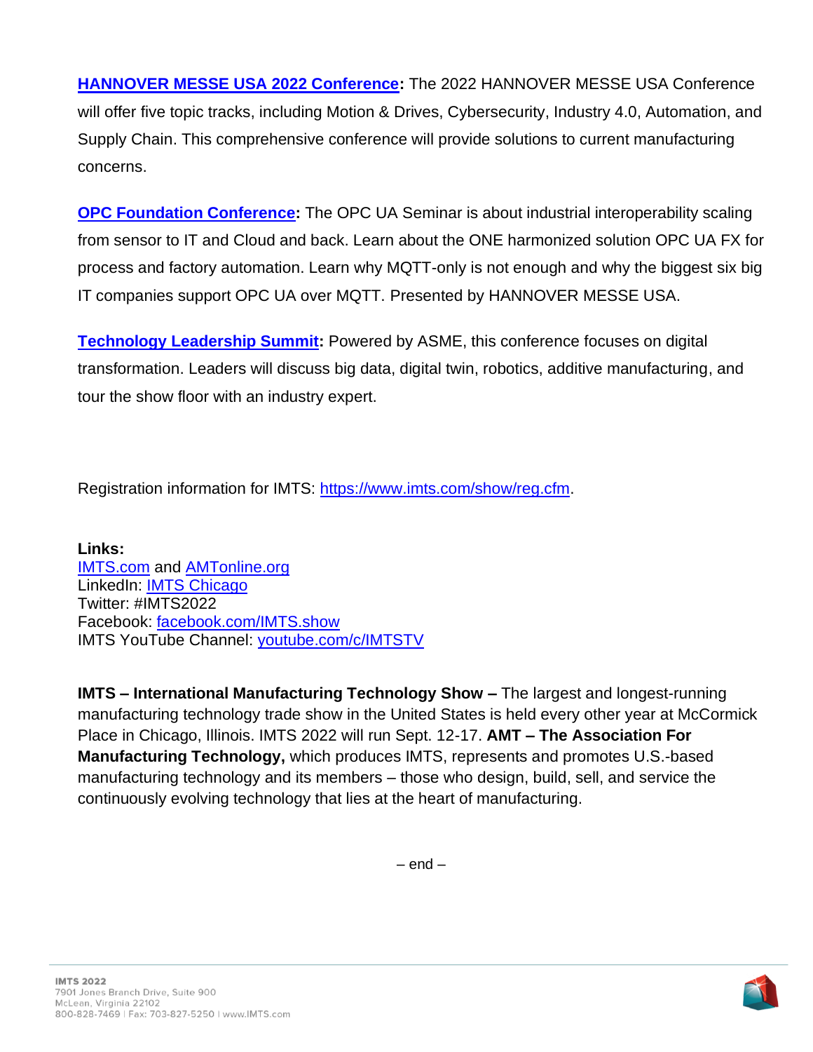**HANNOVER MESSE USA 2022 Conference:** The 2022 HANNOVER MESSE USA Conference will offer five topic tracks, including Motion & Drives, Cybersecurity, Industry 4.0, Automation, and Supply Chain. This comprehensive conference will provide solutions to current manufacturing concerns.

**OPC Foundation Conference:** The OPC UA Seminar is about industrial interoperability scaling from sensor to IT and Cloud and back. Learn about the ONE harmonized solution OPC UA FX for process and factory automation. Learn why MQTT-only is not enough and why the biggest six big IT companies support OPC UA over MQTT. Presented by HANNOVER MESSE USA.

**Technology Leadership Summit:** Powered by ASME, this conference focuses on digital transformation. Leaders will discuss big data, digital twin, robotics, additive manufacturing, and tour the show floor with an industry expert.

Registration information for IMTS: https://www.imts.com/show/reg.cfm.

**Links:**
IMTS.com and AMTonline.org
LinkedIn: IMTS Chicago
Twitter: #IMTS2022
Facebook: facebook.com/IMTS.show
IMTS YouTube Channel: youtube.com/c/IMTSTV

**IMTS – International Manufacturing Technology Show –** The largest and longest-running manufacturing technology trade show in the United States is held every other year at McCormick Place in Chicago, Illinois. IMTS 2022 will run Sept. 12-17. **AMT – The Association For Manufacturing Technology,** which produces IMTS, represents and promotes U.S.-based manufacturing technology and its members – those who design, build, sell, and service the continuously evolving technology that lies at the heart of manufacturing.

– end –

**IMTS 2022**
7901 Jones Branch Drive, Suite 900
McLean, Virginia 22102
800-828-7469 | Fax: 703-827-5250 | www.IMTS.com